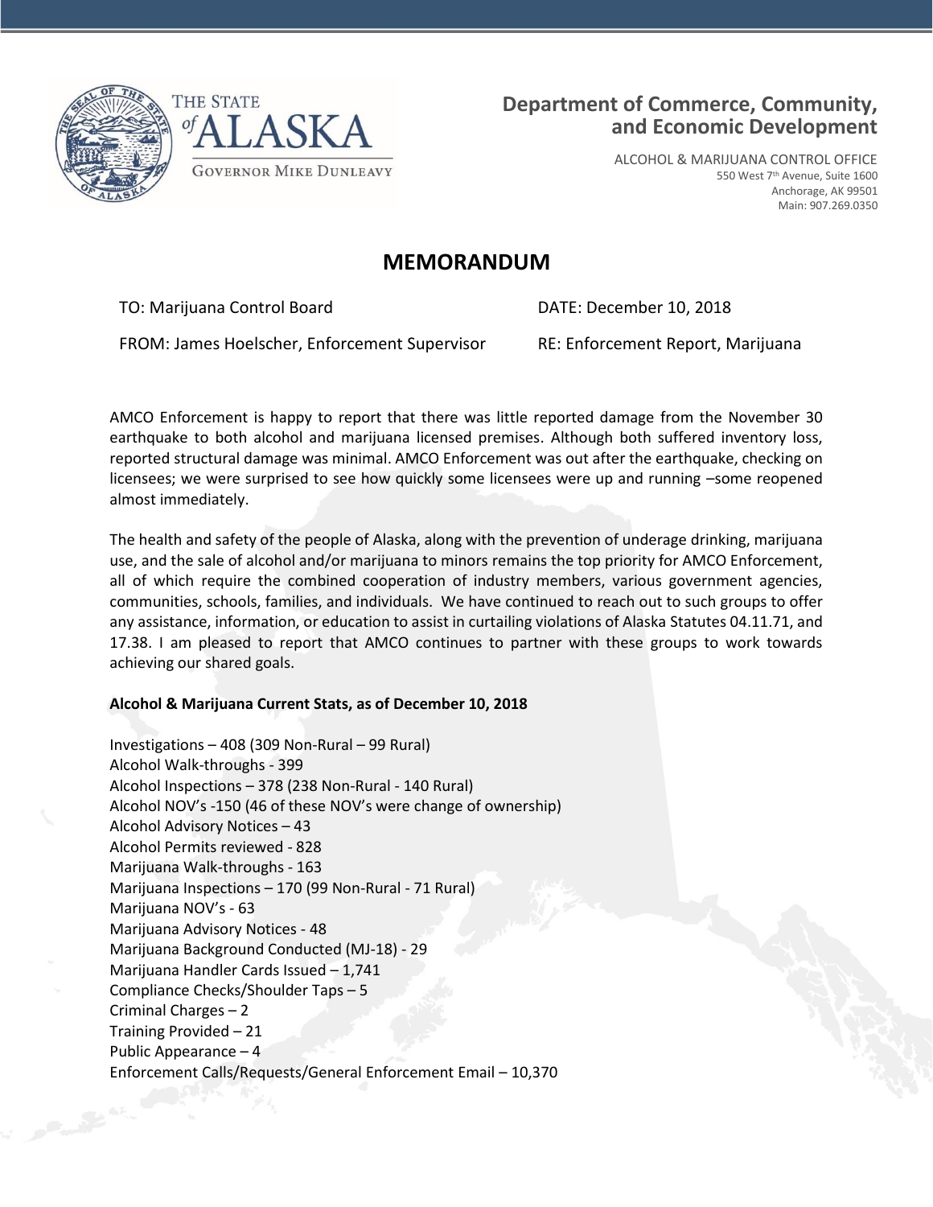THE STATE *of* ALASKA

GOVERNOR MIKE DUNLEAVY

**Department of Commerce, Community, and Economic Development**

ALCOHOL & MARIJUANA CONTROL OFFICE
550 West 7th Avenue, Suite 1600
Anchorage, AK 99501
Main: 907.269.0350

# MEMORANDUM

TO: Marijuana Control Board

DATE: December 10, 2018

FROM: James Hoelscher, Enforcement Supervisor

RE: Enforcement Report, Marijuana

AMCO Enforcement is happy to report that there was little reported damage from the November 30 earthquake to both alcohol and marijuana licensed premises. Although both suffered inventory loss, reported structural damage was minimal. AMCO Enforcement was out after the earthquake, checking on licensees; we were surprised to see how quickly some licensees were up and running –some reopened almost immediately.

The health and safety of the people of Alaska, along with the prevention of underage drinking, marijuana use, and the sale of alcohol and/or marijuana to minors remains the top priority for AMCO Enforcement, all of which require the combined cooperation of industry members, various government agencies, communities, schools, families, and individuals. We have continued to reach out to such groups to offer any assistance, information, or education to assist in curtailing violations of Alaska Statutes 04.11.71, and 17.38. I am pleased to report that AMCO continues to partner with these groups to work towards achieving our shared goals.

**Alcohol & Marijuana Current Stats, as of December 10, 2018**

Investigations – 408 (309 Non-Rural – 99 Rural)
Alcohol Walk-throughs - 399
Alcohol Inspections – 378 (238 Non-Rural - 140 Rural)
Alcohol NOV's -150 (46 of these NOV's were change of ownership)
Alcohol Advisory Notices – 43
Alcohol Permits reviewed - 828
Marijuana Walk-throughs - 163
Marijuana Inspections – 170 (99 Non-Rural - 71 Rural)
Marijuana NOV's - 63
Marijuana Advisory Notices - 48
Marijuana Background Conducted (MJ-18) - 29
Marijuana Handler Cards Issued – 1,741
Compliance Checks/Shoulder Taps – 5
Criminal Charges – 2
Training Provided – 21
Public Appearance – 4
Enforcement Calls/Requests/General Enforcement Email – 10,370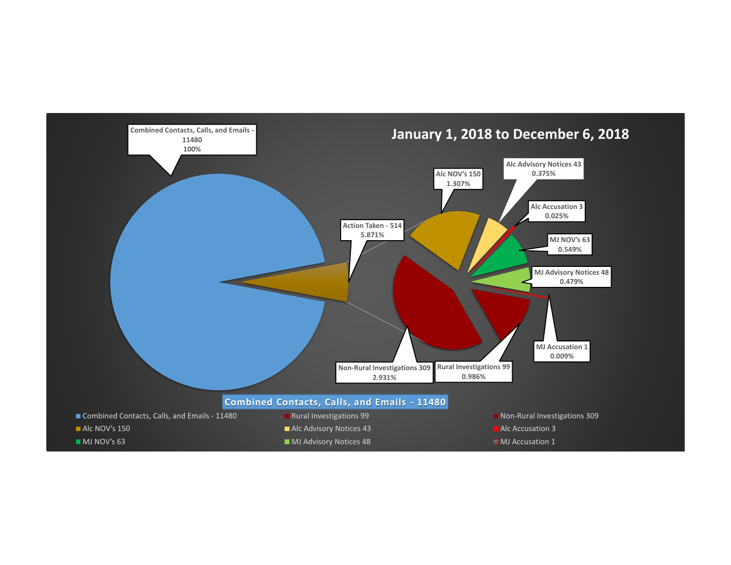## January 1, 2018 to December 6, 2018

Combined Contacts, Calls, and Emails - 11480
100%

Action Taken - 514
5.871%

Alc NOV's 150
1.307%

Alc Advisory Notices 43
0.375%

Alc Accusation 3
0.025%

MJ NOV's 63
0.549%

MJ Advisory Notices 48
0.479%

MJ Accusation 1
0.009%

Rural Investigations 99
0.986%

Non-Rural Investigations 309
2.931%

Combined Contacts, Calls, and Emails - 11480

- Combined Contacts, Calls, and Emails - 11480
- Rural Investigations 99
- Non-Rural Investigations 309
- Alc NOV's 150
- Alc Advisory Notices 43
- Alc Accusation 3
- MJ NOV's 63
- MJ Advisory Notices 48
- MJ Accusation 1